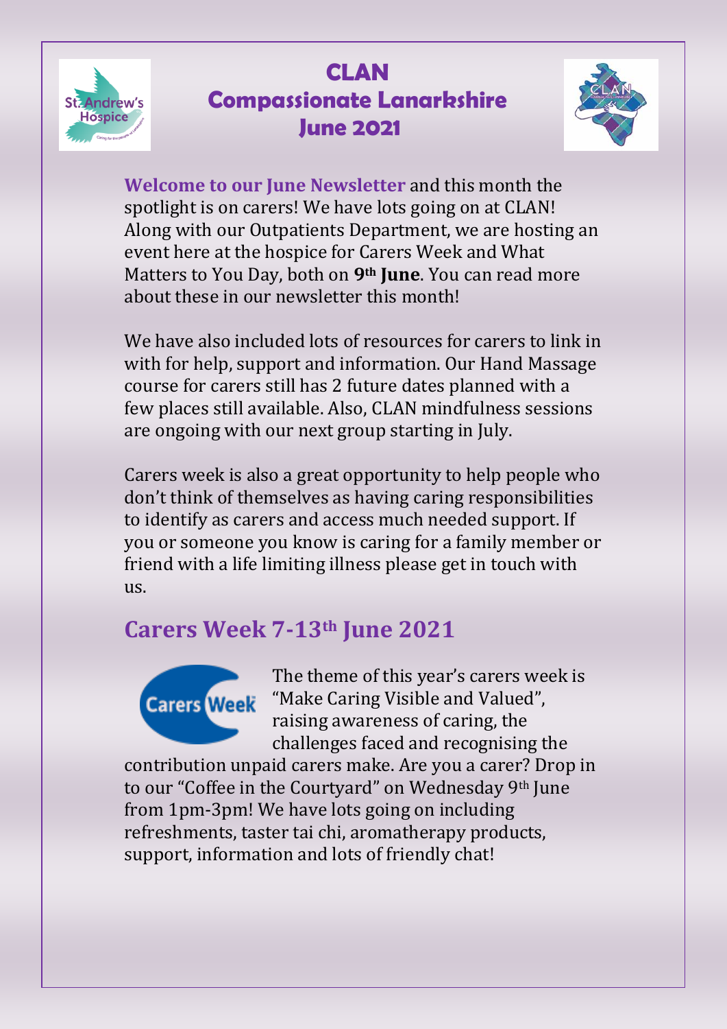# CLAN
# Compassionate Lanarkshire
# June 2021

**Welcome to our June Newsletter** and this month the spotlight is on carers! We have lots going on at CLAN! Along with our Outpatients Department, we are hosting an event here at the hospice for Carers Week and What Matters to You Day, both on **9th June**. You can read more about these in our newsletter this month!

We have also included lots of resources for carers to link in with for help, support and information. Our Hand Massage course for carers still has 2 future dates planned with a few places still available. Also, CLAN mindfulness sessions are ongoing with our next group starting in July.

Carers week is also a great opportunity to help people who don't think of themselves as having caring responsibilities to identify as carers and access much needed support. If you or someone you know is caring for a family member or friend with a life limiting illness please get in touch with us.

## Carers Week 7-13th June 2021

The theme of this year's carers week is "Make Caring Visible and Valued", raising awareness of caring, the challenges faced and recognising the contribution unpaid carers make. Are you a carer? Drop in to our "Coffee in the Courtyard" on Wednesday 9th June from 1pm-3pm! We have lots going on including refreshments, taster tai chi, aromatherapy products, support, information and lots of friendly chat!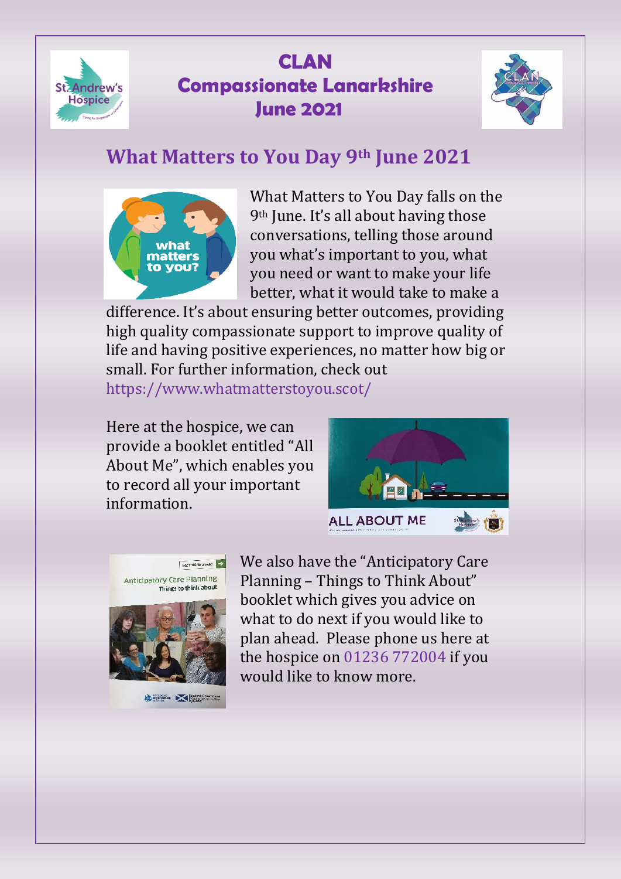# CLAN
# Compassionate Lanarkshire
# June 2021

## What Matters to You Day 9th June 2021

What Matters to You Day falls on the 9th June. It's all about having those conversations, telling those around you what's important to you, what you need or want to make your life better, what it would take to make a difference. It's about ensuring better outcomes, providing high quality compassionate support to improve quality of life and having positive experiences, no matter how big or small. For further information, check out https://www.whatmatterstoyou.scot/

Here at the hospice, we can provide a booklet entitled "All About Me", which enables you to record all your important information.

We also have the "Anticipatory Care Planning – Things to Think About" booklet which gives you advice on what to do next if you would like to plan ahead. Please phone us here at the hospice on 01236 772004 if you would like to know more.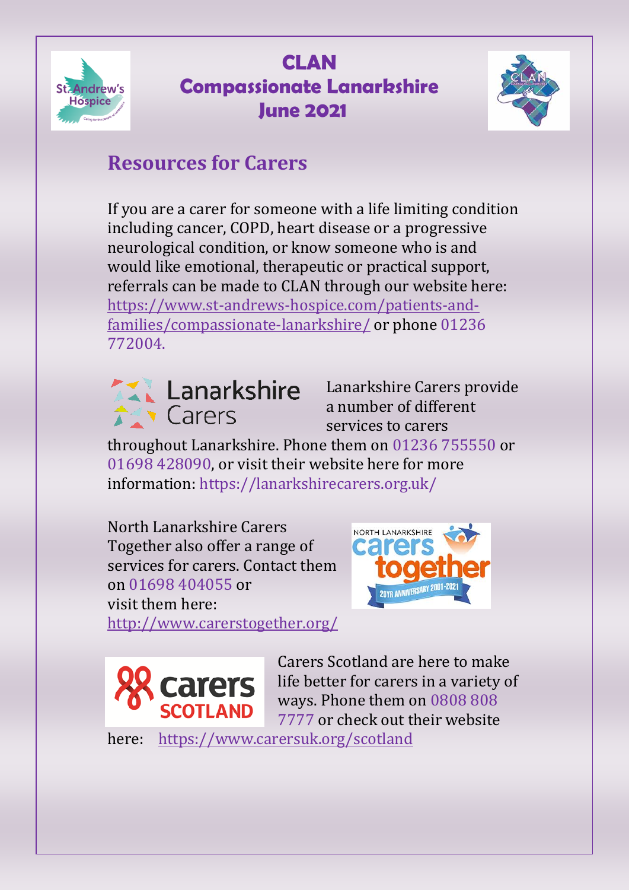# CLAN
# Compassionate Lanarkshire
# June 2021

## Resources for Carers

If you are a carer for someone with a life limiting condition including cancer, COPD, heart disease or a progressive neurological condition, or know someone who is and would like emotional, therapeutic or practical support, referrals can be made to CLAN through our website here: https://www.st-andrews-hospice.com/patients-and-families/compassionate-lanarkshire/ or phone 01236 772004.

Lanarkshire Carers provide a number of different services to carers throughout Lanarkshire. Phone them on 01236 755550 or 01698 428090, or visit their website here for more information: https://lanarkshirecarers.org.uk/

North Lanarkshire Carers Together also offer a range of services for carers. Contact them on 01698 404055 or visit them here: http://www.carerstogether.org/

Carers Scotland are here to make life better for carers in a variety of ways. Phone them on 0808 808 7777 or check out their website here: https://www.carersuk.org/scotland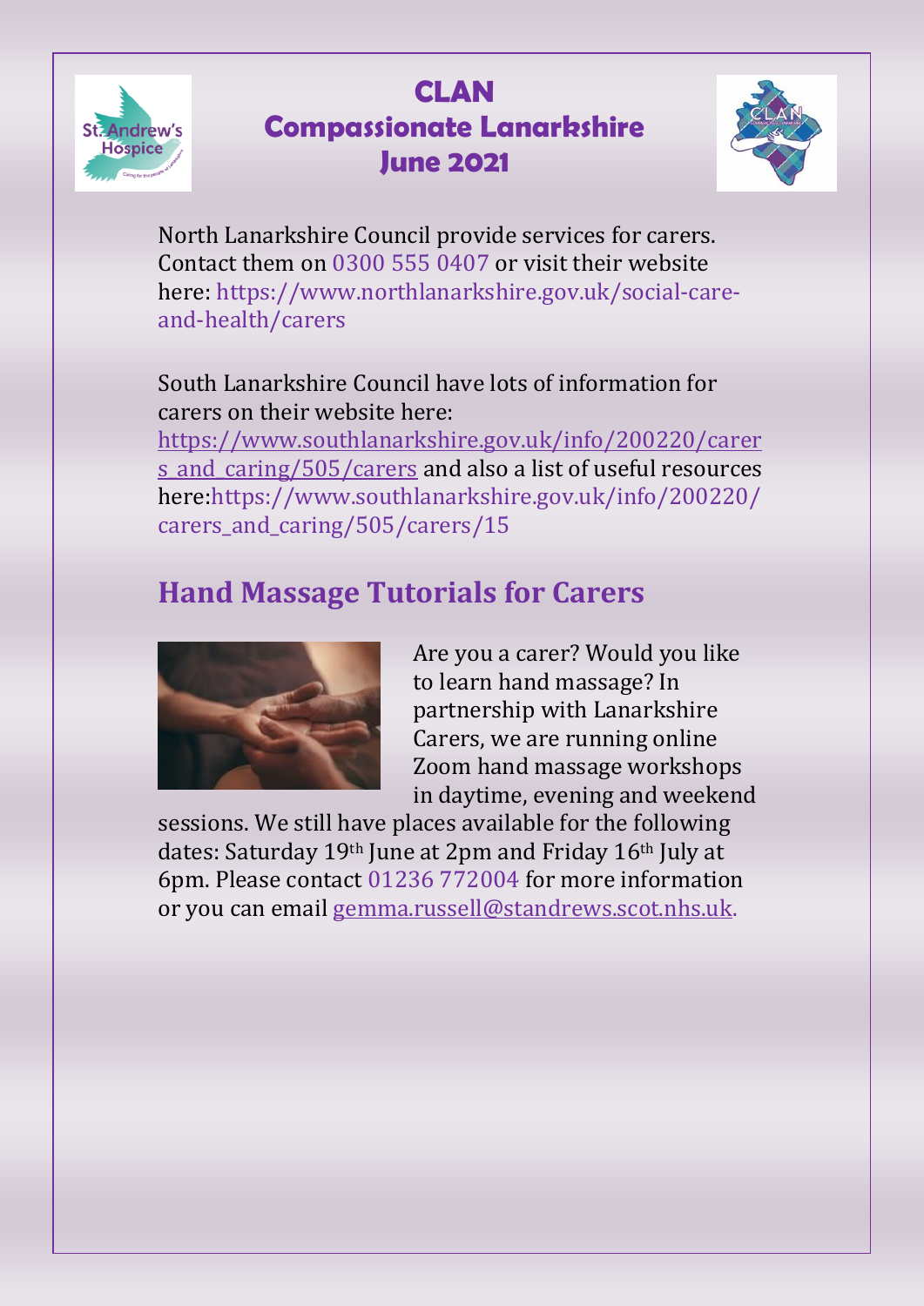# CLAN
# Compassionate Lanarkshire
# June 2021

North Lanarkshire Council provide services for carers. Contact them on 0300 555 0407 or visit their website here: https://www.northlanarkshire.gov.uk/social-care-and-health/carers

South Lanarkshire Council have lots of information for carers on their website here: https://www.southlanarkshire.gov.uk/info/200220/carers_and_caring/505/carers and also a list of useful resources here:https://www.southlanarkshire.gov.uk/info/200220/carers_and_caring/505/carers/15

## Hand Massage Tutorials for Carers

Are you a carer? Would you like to learn hand massage? In partnership with Lanarkshire Carers, we are running online Zoom hand massage workshops in daytime, evening and weekend sessions. We still have places available for the following dates: Saturday 19th June at 2pm and Friday 16th July at 6pm. Please contact 01236 772004 for more information or you can email gemma.russell@standrews.scot.nhs.uk.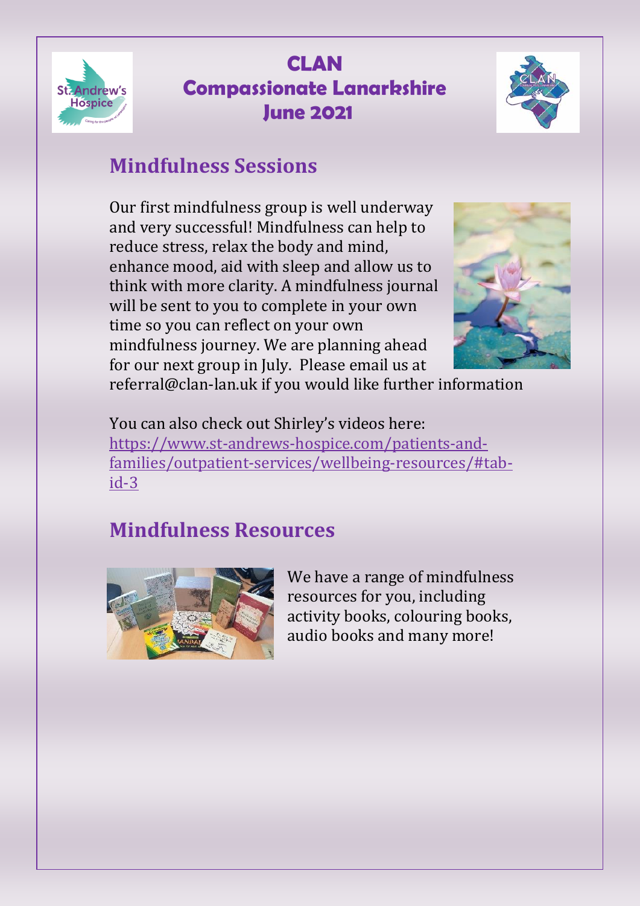# CLAN
# Compassionate Lanarkshire
# June 2021

## Mindfulness Sessions

Our first mindfulness group is well underway and very successful! Mindfulness can help to reduce stress, relax the body and mind, enhance mood, aid with sleep and allow us to think with more clarity. A mindfulness journal will be sent to you to complete in your own time so you can reflect on your own mindfulness journey. We are planning ahead for our next group in July. Please email us at referral@clan-lan.uk if you would like further information

You can also check out Shirley's videos here: https://www.st-andrews-hospice.com/patients-and-families/outpatient-services/wellbeing-resources/#tab-id-3

## Mindfulness Resources

We have a range of mindfulness resources for you, including activity books, colouring books, audio books and many more!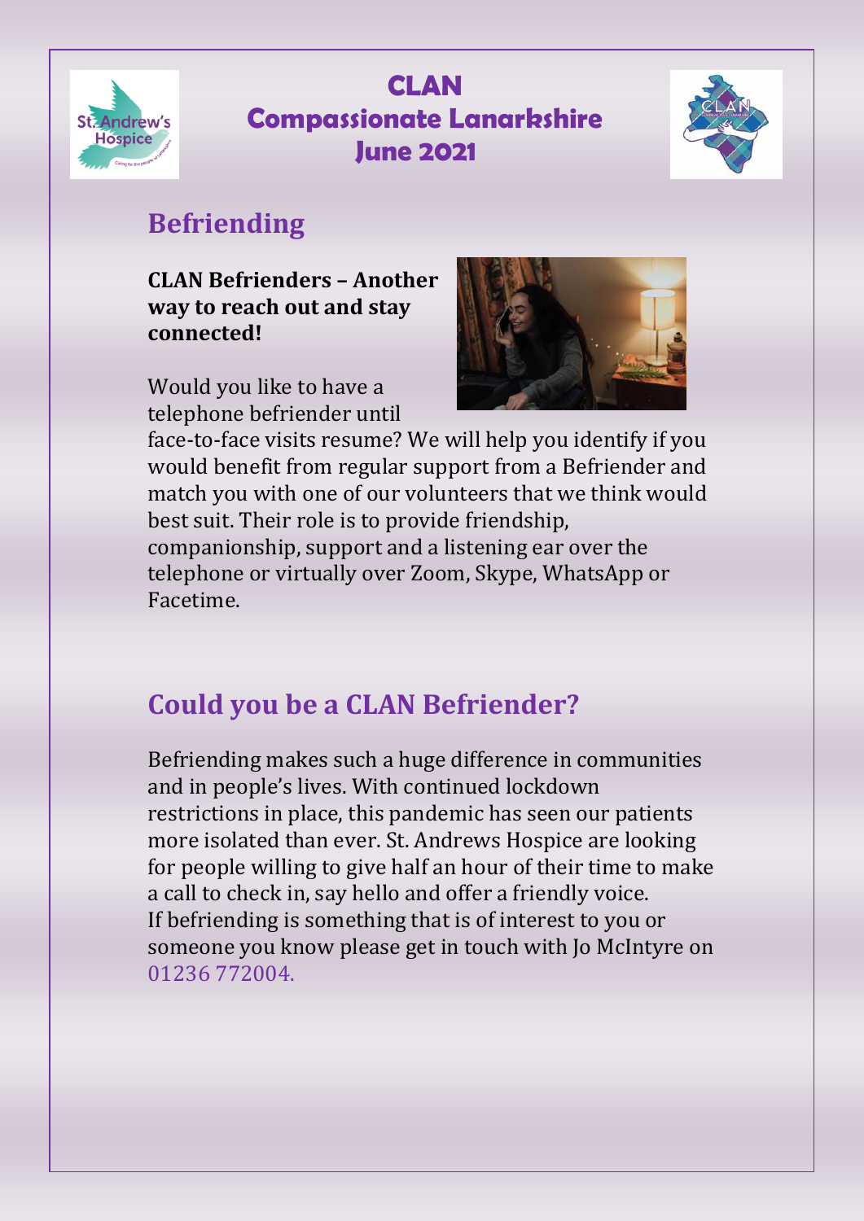# CLAN
# Compassionate Lanarkshire
# June 2021

## Befriending

**CLAN Befrienders – Another way to reach out and stay connected!**

Would you like to have a telephone befriender until face-to-face visits resume? We will help you identify if you would benefit from regular support from a Befriender and match you with one of our volunteers that we think would best suit. Their role is to provide friendship, companionship, support and a listening ear over the telephone or virtually over Zoom, Skype, WhatsApp or Facetime.

## Could you be a CLAN Befriender?

Befriending makes such a huge difference in communities and in people's lives. With continued lockdown restrictions in place, this pandemic has seen our patients more isolated than ever. St. Andrews Hospice are looking for people willing to give half an hour of their time to make a call to check in, say hello and offer a friendly voice.
If befriending is something that is of interest to you or someone you know please get in touch with Jo McIntyre on 01236 772004.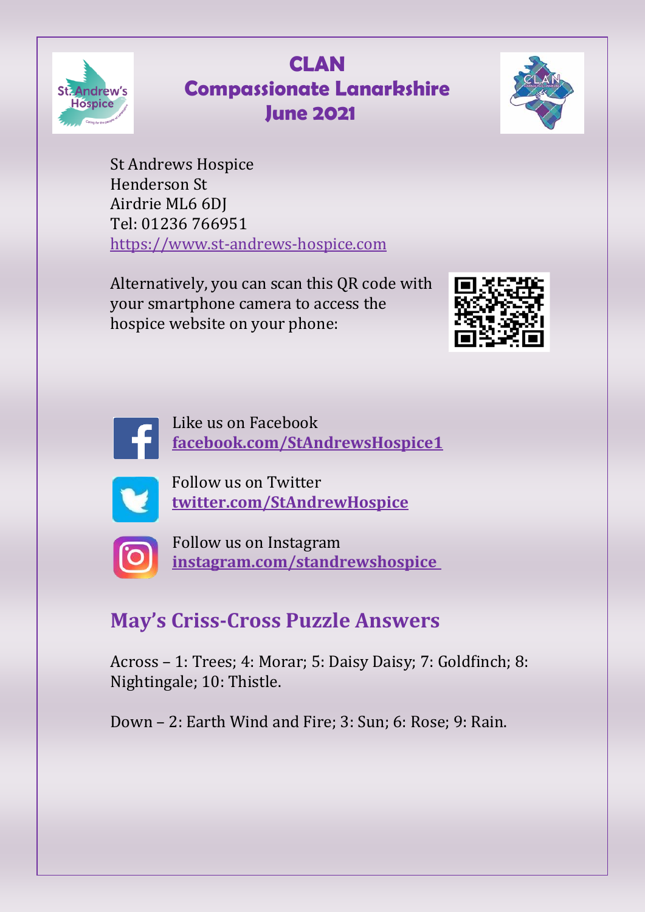# CLAN
# Compassionate Lanarkshire
# June 2021

St Andrews Hospice
Henderson St
Airdrie ML6 6DJ
Tel: 01236 766951
https://www.st-andrews-hospice.com

Alternatively, you can scan this QR code with your smartphone camera to access the hospice website on your phone:

Like us on Facebook
**facebook.com/StAndrewsHospice1**

Follow us on Twitter
**twitter.com/StAndrewHospice**

Follow us on Instagram
**instagram.com/standrewshospice**

## May's Criss-Cross Puzzle Answers

Across – 1: Trees; 4: Morar; 5: Daisy Daisy; 7: Goldfinch; 8: Nightingale; 10: Thistle.

Down – 2: Earth Wind and Fire; 3: Sun; 6: Rose; 9: Rain.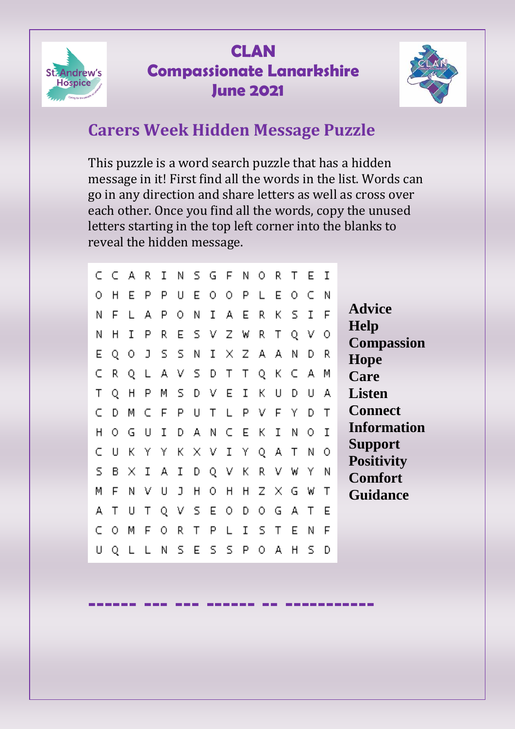# CLAN
## Compassionate Lanarkshire
## June 2021

## Carers Week Hidden Message Puzzle

This puzzle is a word search puzzle that has a hidden message in it! First find all the words in the list. Words can go in any direction and share letters as well as cross over each other. Once you find all the words, copy the unused letters starting in the top left corner into the blanks to reveal the hidden message.

| | | | | | | | | | | | | | | |
|---|---|---|---|---|---|---|---|---|---|---|---|---|---|---|
| C | C | A | R | I | N | S | G | F | N | O | R | T | E | I |
| O | H | E | P | P | U | E | O | O | P | L | E | O | C | N |
| N | F | L | A | P | O | N | I | A | E | R | K | S | I | F |
| N | H | I | P | R | E | S | V | Z | W | R | T | Q | V | O |
| E | Q | O | J | S | S | N | I | X | Z | A | A | N | D | R |
| C | R | Q | L | A | V | S | D | T | T | Q | K | C | A | M |
| T | Q | H | P | M | S | D | V | E | I | K | U | D | U | A |
| C | D | M | C | F | P | U | T | L | P | V | F | Y | D | T |
| H | O | G | U | I | D | A | N | C | E | K | I | N | O | I |
| C | U | K | Y | Y | K | X | V | I | Y | Q | A | T | N | O |
| S | B | X | I | A | I | D | Q | V | K | R | V | W | Y | N |
| M | F | N | V | U | J | H | O | H | H | Z | X | G | W | T |
| A | T | U | T | Q | V | S | E | O | D | O | G | A | T | E |
| C | O | M | F | O | R | T | P | L | I | S | T | E | N | F |
| U | Q | L | L | N | S | E | S | S | P | O | A | H | S | D |

**Advice**
**Help**
**Compassion**
**Hope**
**Care**
**Listen**
**Connect**
**Information**
**Support**
**Positivity**
**Comfort**
**Guidance**

\_ \_ \_ \_ \_ \_   \_ \_ \_   \_ \_ \_   \_ \_ \_ \_ \_ \_   \_ \_   \_ \_ \_ \_ \_ \_ \_ \_ \_ \_ \_